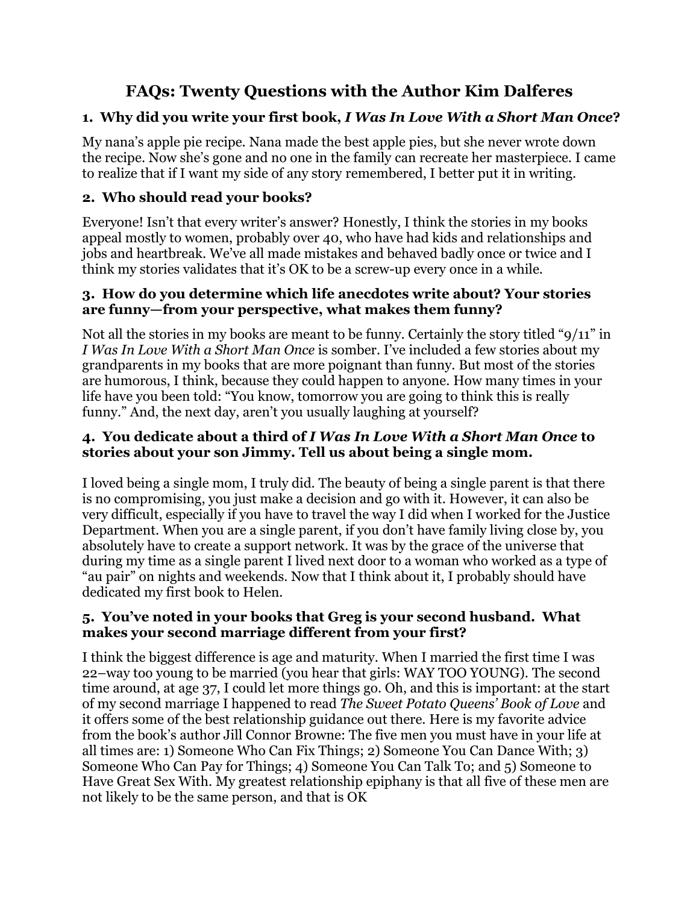# FAQs: Twenty Questions with the Author Kim Dalferes

### 1. Why did you write your first book, *I Was In Love With a Short Man Once*?

My nana's apple pie recipe. Nana made the best apple pies, but she never wrote down the recipe. Now she's gone and no one in the family can recreate her masterpiece. I came to realize that if I want my side of any story remembered, I better put it in writing.

### 2. Who should read your books?

Everyone! Isn't that every writer's answer? Honestly, I think the stories in my books appeal mostly to women, probably over 40, who have had kids and relationships and jobs and heartbreak. We've all made mistakes and behaved badly once or twice and I think my stories validates that it's OK to be a screw-up every once in a while.

### 3. How do you determine which life anecdotes write about? Your stories are funny—from your perspective, what makes them funny?

Not all the stories in my books are meant to be funny. Certainly the story titled "9/11" in *I Was In Love With a Short Man Once* is somber. I've included a few stories about my grandparents in my books that are more poignant than funny. But most of the stories are humorous, I think, because they could happen to anyone. How many times in your life have you been told: "You know, tomorrow you are going to think this is really funny." And, the next day, aren't you usually laughing at yourself?

### 4. You dedicate about a third of *I Was In Love With a Short Man Once* to stories about your son Jimmy. Tell us about being a single mom.

I loved being a single mom, I truly did. The beauty of being a single parent is that there is no compromising, you just make a decision and go with it. However, it can also be very difficult, especially if you have to travel the way I did when I worked for the Justice Department. When you are a single parent, if you don't have family living close by, you absolutely have to create a support network. It was by the grace of the universe that during my time as a single parent I lived next door to a woman who worked as a type of "au pair" on nights and weekends. Now that I think about it, I probably should have dedicated my first book to Helen.

### 5. You've noted in your books that Greg is your second husband. What makes your second marriage different from your first?

I think the biggest difference is age and maturity. When I married the first time I was 22–way too young to be married (you hear that girls: WAY TOO YOUNG). The second time around, at age 37, I could let more things go. Oh, and this is important: at the start of my second marriage I happened to read *The Sweet Potato Queens' Book of Love* and it offers some of the best relationship guidance out there. Here is my favorite advice from the book's author Jill Connor Browne: The five men you must have in your life at all times are: 1) Someone Who Can Fix Things; 2) Someone You Can Dance With; 3) Someone Who Can Pay for Things; 4) Someone You Can Talk To; and 5) Someone to Have Great Sex With. My greatest relationship epiphany is that all five of these men are not likely to be the same person, and that is OK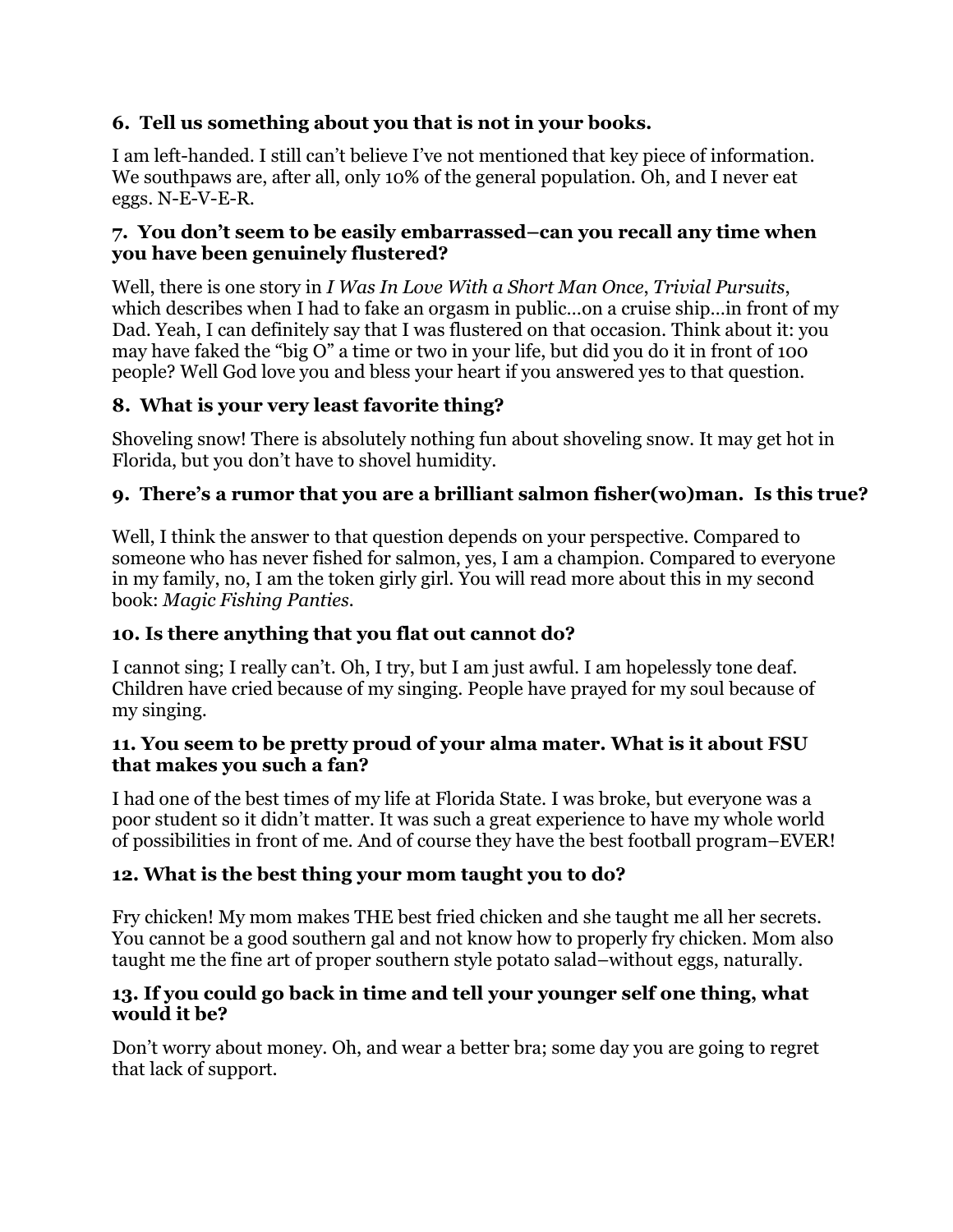### 6. Tell us something about you that is not in your books.

I am left-handed. I still can't believe I've not mentioned that key piece of information. We southpaws are, after all, only 10% of the general population. Oh, and I never eat eggs. N-E-V-E-R.

### 7. You don't seem to be easily embarrassed–can you recall any time when you have been genuinely flustered?

Well, there is one story in *I Was In Love With a Short Man Once*, *Trivial Pursuits*, which describes when I had to fake an orgasm in public…on a cruise ship…in front of my Dad. Yeah, I can definitely say that I was flustered on that occasion. Think about it: you may have faked the "big O" a time or two in your life, but did you do it in front of 100 people? Well God love you and bless your heart if you answered yes to that question.

### 8. What is your very least favorite thing?

Shoveling snow! There is absolutely nothing fun about shoveling snow. It may get hot in Florida, but you don't have to shovel humidity.

### 9. There's a rumor that you are a brilliant salmon fisher(wo)man. Is this true?

Well, I think the answer to that question depends on your perspective. Compared to someone who has never fished for salmon, yes, I am a champion. Compared to everyone in my family, no, I am the token girly girl. You will read more about this in my second book: *Magic Fishing Panties*.

### 10. Is there anything that you flat out cannot do?

I cannot sing; I really can't. Oh, I try, but I am just awful. I am hopelessly tone deaf. Children have cried because of my singing. People have prayed for my soul because of my singing.

### 11. You seem to be pretty proud of your alma mater. What is it about FSU that makes you such a fan?

I had one of the best times of my life at Florida State. I was broke, but everyone was a poor student so it didn't matter. It was such a great experience to have my whole world of possibilities in front of me. And of course they have the best football program–EVER!

### 12. What is the best thing your mom taught you to do?

Fry chicken! My mom makes THE best fried chicken and she taught me all her secrets. You cannot be a good southern gal and not know how to properly fry chicken. Mom also taught me the fine art of proper southern style potato salad–without eggs, naturally.

### 13. If you could go back in time and tell your younger self one thing, what would it be?

Don't worry about money. Oh, and wear a better bra; some day you are going to regret that lack of support.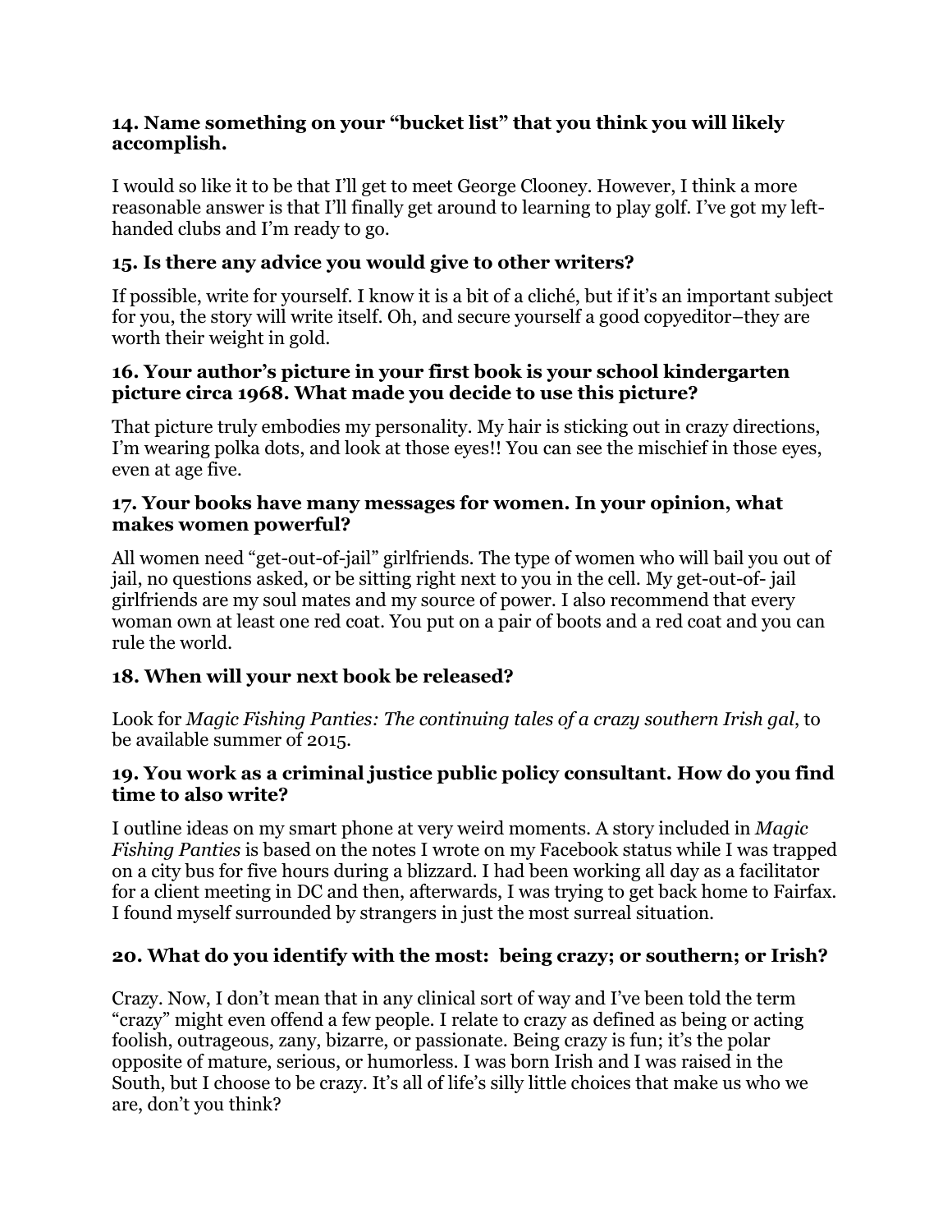**14. Name something on your "bucket list" that you think you will likely accomplish.**

I would so like it to be that I'll get to meet George Clooney. However, I think a more reasonable answer is that I'll finally get around to learning to play golf. I've got my left-handed clubs and I'm ready to go.

**15. Is there any advice you would give to other writers?**

If possible, write for yourself. I know it is a bit of a cliché, but if it's an important subject for you, the story will write itself. Oh, and secure yourself a good copyeditor–they are worth their weight in gold.

**16. Your author's picture in your first book is your school kindergarten picture circa 1968. What made you decide to use this picture?**

That picture truly embodies my personality. My hair is sticking out in crazy directions, I'm wearing polka dots, and look at those eyes!! You can see the mischief in those eyes, even at age five.

**17. Your books have many messages for women. In your opinion, what makes women powerful?**

All women need "get-out-of-jail" girlfriends. The type of women who will bail you out of jail, no questions asked, or be sitting right next to you in the cell. My get-out-of- jail girlfriends are my soul mates and my source of power. I also recommend that every woman own at least one red coat. You put on a pair of boots and a red coat and you can rule the world.

**18. When will your next book be released?**

Look for *Magic Fishing Panties: The continuing tales of a crazy southern Irish gal*, to be available summer of 2015.

**19. You work as a criminal justice public policy consultant. How do you find time to also write?**

I outline ideas on my smart phone at very weird moments. A story included in *Magic Fishing Panties* is based on the notes I wrote on my Facebook status while I was trapped on a city bus for five hours during a blizzard. I had been working all day as a facilitator for a client meeting in DC and then, afterwards, I was trying to get back home to Fairfax. I found myself surrounded by strangers in just the most surreal situation.

**20. What do you identify with the most: being crazy; or southern; or Irish?**

Crazy. Now, I don't mean that in any clinical sort of way and I've been told the term "crazy" might even offend a few people. I relate to crazy as defined as being or acting foolish, outrageous, zany, bizarre, or passionate. Being crazy is fun; it's the polar opposite of mature, serious, or humorless. I was born Irish and I was raised in the South, but I choose to be crazy. It's all of life's silly little choices that make us who we are, don't you think?